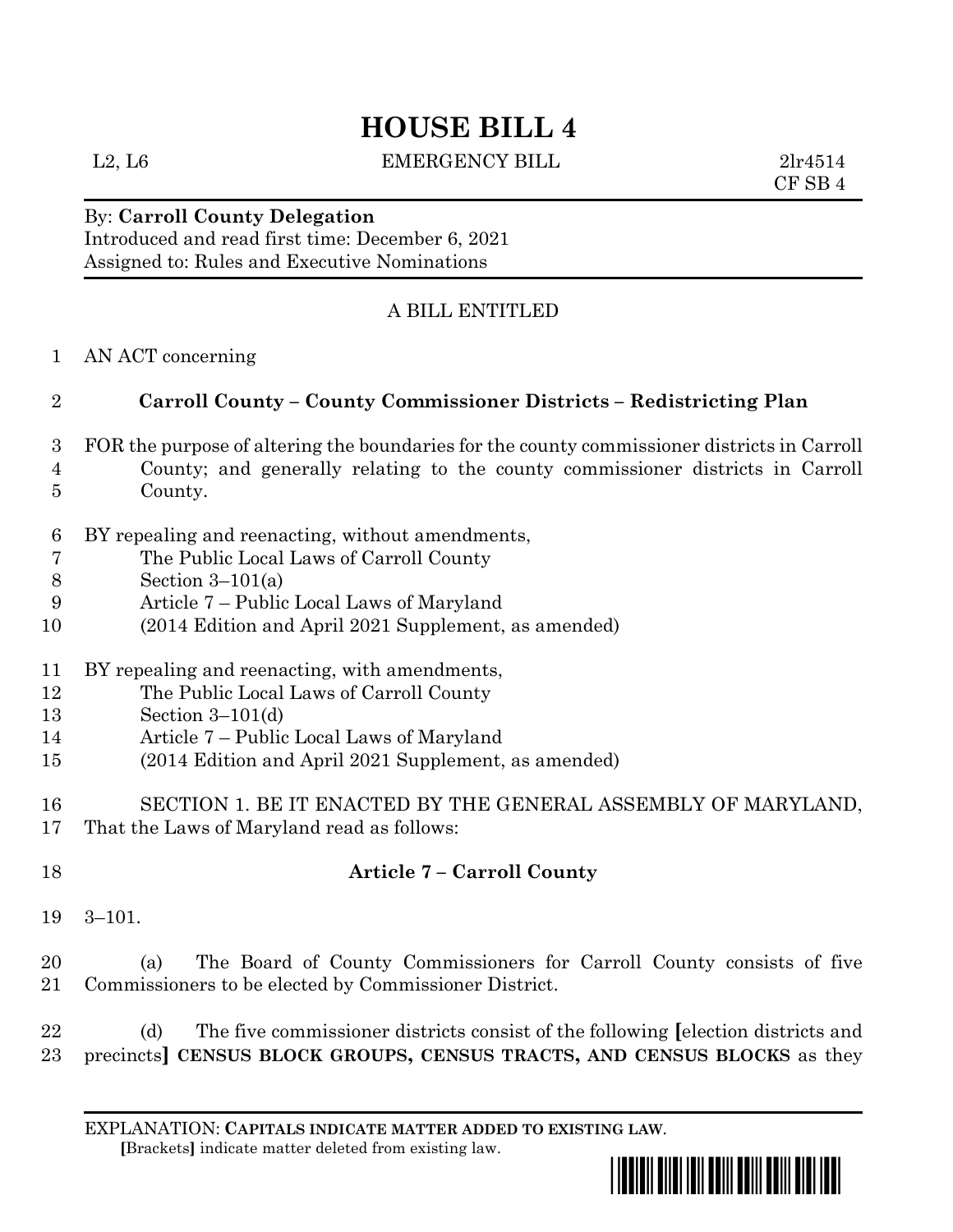# HOUSE BILL 4

L2, L6 EMERGENCY BILL 2lr4514
CF SB 4

By: **Carroll County Delegation**
Introduced and read first time: December 6, 2021
Assigned to: Rules and Executive Nominations

A BILL ENTITLED

AN ACT concerning

**Carroll County – County Commissioner Districts – Redistricting Plan**

FOR the purpose of altering the boundaries for the county commissioner districts in Carroll County; and generally relating to the county commissioner districts in Carroll County.

BY repealing and reenacting, without amendments,
The Public Local Laws of Carroll County
Section 3–101(a)
Article 7 – Public Local Laws of Maryland
(2014 Edition and April 2021 Supplement, as amended)

BY repealing and reenacting, with amendments,
The Public Local Laws of Carroll County
Section 3–101(d)
Article 7 – Public Local Laws of Maryland
(2014 Edition and April 2021 Supplement, as amended)

SECTION 1. BE IT ENACTED BY THE GENERAL ASSEMBLY OF MARYLAND, That the Laws of Maryland read as follows:

**Article 7 – Carroll County**

3–101.

(a) The Board of County Commissioners for Carroll County consists of five Commissioners to be elected by Commissioner District.

(d) The five commissioner districts consist of the following **[**election districts and precincts**]** **CENSUS BLOCK GROUPS, CENSUS TRACTS, AND CENSUS BLOCKS** as they

EXPLANATION: **CAPITALS INDICATE MATTER ADDED TO EXISTING LAW**.
**[**Brackets**]** indicate matter deleted from existing law.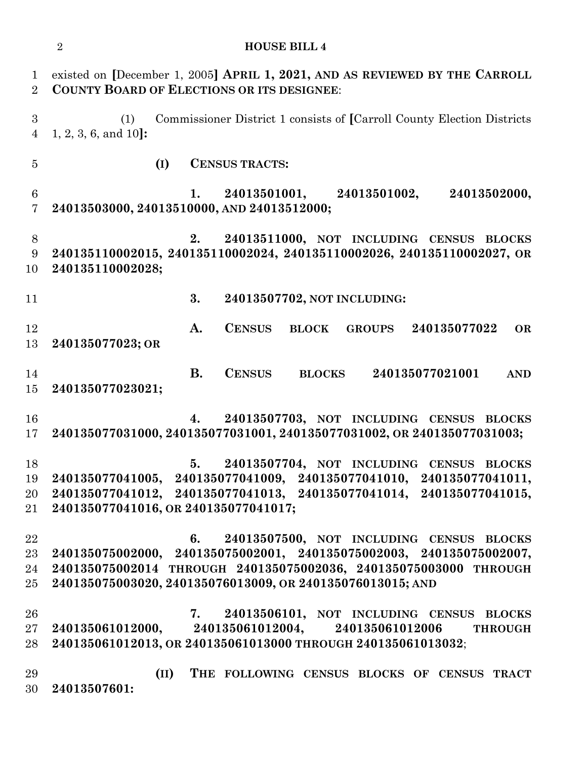existed on [December 1, 2005] **APRIL 1, 2021, AND AS REVIEWED BY THE CARROLL COUNTY BOARD OF ELECTIONS OR ITS DESIGNEE**:

(1) Commissioner District 1 consists of [Carroll County Election Districts 1, 2, 3, 6, and 10]**:**

**(I) CENSUS TRACTS:**

**1. 24013501001, 24013501002, 24013502000, 24013503000, 24013510000, AND 24013512000;**

**2. 24013511000, NOT INCLUDING CENSUS BLOCKS 240135110002015, 240135110002024, 240135110002026, 240135110002027, OR 240135110002028;**

**3. 24013507702, NOT INCLUDING:**

**A. CENSUS BLOCK GROUPS 240135077022 OR 240135077023; OR**

**B. CENSUS BLOCKS 240135077021001 AND 240135077023021;**

**4. 24013507703, NOT INCLUDING CENSUS BLOCKS 240135077031000, 240135077031001, 240135077031002, OR 240135077031003;**

**5. 24013507704, NOT INCLUDING CENSUS BLOCKS 240135077041005, 240135077041009, 240135077041010, 240135077041011, 240135077041012, 240135077041013, 240135077041014, 240135077041015, 240135077041016, OR 240135077041017;**

**6. 24013507500, NOT INCLUDING CENSUS BLOCKS 240135075002000, 240135075002001, 240135075002003, 240135075002007, 240135075002014 THROUGH 240135075002036, 240135075003000 THROUGH 240135075003020, 240135076013009, OR 240135076013015; AND**

**7. 24013506101, NOT INCLUDING CENSUS BLOCKS 240135061012000, 240135061012004, 240135061012006 THROUGH 240135061012013, OR 240135061013000 THROUGH 240135061013032**;

**(II) THE FOLLOWING CENSUS BLOCKS OF CENSUS TRACT 24013507601:**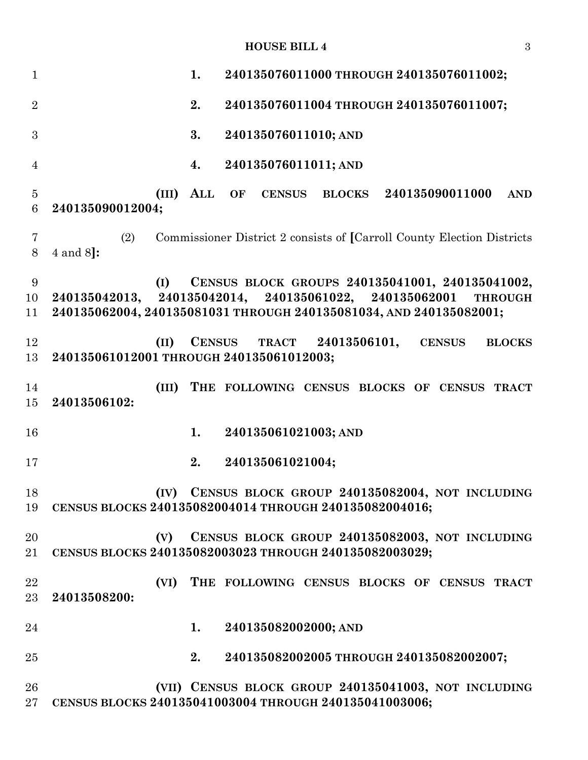1. **240135076011000 THROUGH 240135076011002;**

2. **240135076011004 THROUGH 240135076011007;**

3. **240135076011010; AND**

4. **240135076011011; AND**

**(III) ALL OF CENSUS BLOCKS 240135090011000 AND 240135090012004;**

(2) Commissioner District 2 consists of [Carroll County Election Districts 4 and 8]**:**

**(I) CENSUS BLOCK GROUPS 240135041001, 240135041002, 240135042013, 240135042014, 240135061022, 240135062001 THROUGH 240135062004, 240135081031 THROUGH 240135081034, AND 240135082001;**

**(II) CENSUS TRACT 24013506101, CENSUS BLOCKS 240135061012001 THROUGH 240135061012003;**

**(III) THE FOLLOWING CENSUS BLOCKS OF CENSUS TRACT 24013506102:**

1. **240135061021003; AND**

2. **240135061021004;**

**(IV) CENSUS BLOCK GROUP 240135082004, NOT INCLUDING CENSUS BLOCKS 240135082004014 THROUGH 240135082004016;**

**(V) CENSUS BLOCK GROUP 240135082003, NOT INCLUDING CENSUS BLOCKS 240135082003023 THROUGH 240135082003029;**

**(VI) THE FOLLOWING CENSUS BLOCKS OF CENSUS TRACT 24013508200:**

1. **240135082002000; AND**

2. **240135082002005 THROUGH 240135082002007;**

**(VII) CENSUS BLOCK GROUP 240135041003, NOT INCLUDING CENSUS BLOCKS 240135041003004 THROUGH 240135041003006;**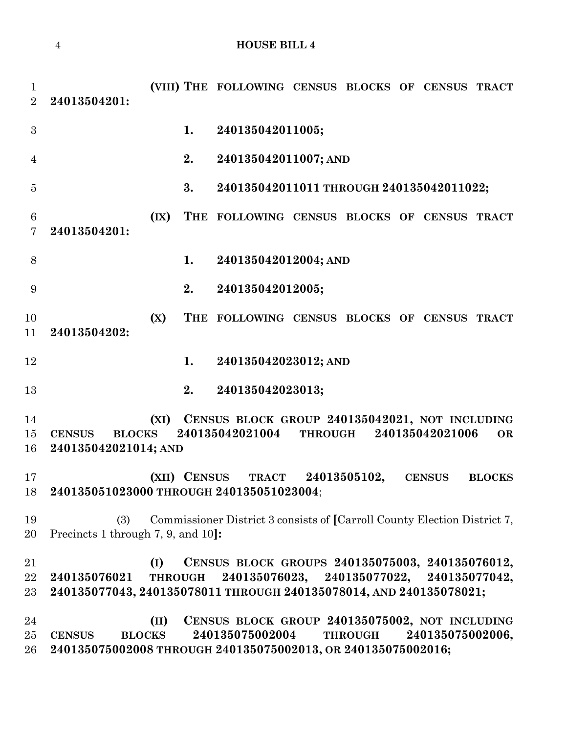**(VIII) THE FOLLOWING CENSUS BLOCKS OF CENSUS TRACT 24013504201:**

**1. 240135042011005;**

**2. 240135042011007; AND**

**3. 240135042011011 THROUGH 240135042011022;**

**(IX) THE FOLLOWING CENSUS BLOCKS OF CENSUS TRACT 24013504201:**

**1. 240135042012004; AND**

**2. 240135042012005;**

**(X) THE FOLLOWING CENSUS BLOCKS OF CENSUS TRACT 24013504202:**

**1. 240135042023012; AND**

**2. 240135042023013;**

**(XI) CENSUS BLOCK GROUP 240135042021, NOT INCLUDING CENSUS BLOCKS 240135042021004 THROUGH 240135042021006 OR 240135042021014; AND**

**(XII) CENSUS TRACT 24013505102, CENSUS BLOCKS 240135051023000 THROUGH 240135051023004**;

(3) Commissioner District 3 consists of **[**Carroll County Election District 7, Precincts 1 through 7, 9, and 10**]:**

**(I) CENSUS BLOCK GROUPS 240135075003, 240135076012, 240135076021 THROUGH 240135076023, 240135077022, 240135077042, 240135077043, 240135078011 THROUGH 240135078014, AND 240135078021;**

**(II) CENSUS BLOCK GROUP 240135075002, NOT INCLUDING CENSUS BLOCKS 240135075002004 THROUGH 240135075002006, 240135075002008 THROUGH 240135075002013, OR 240135075002016;**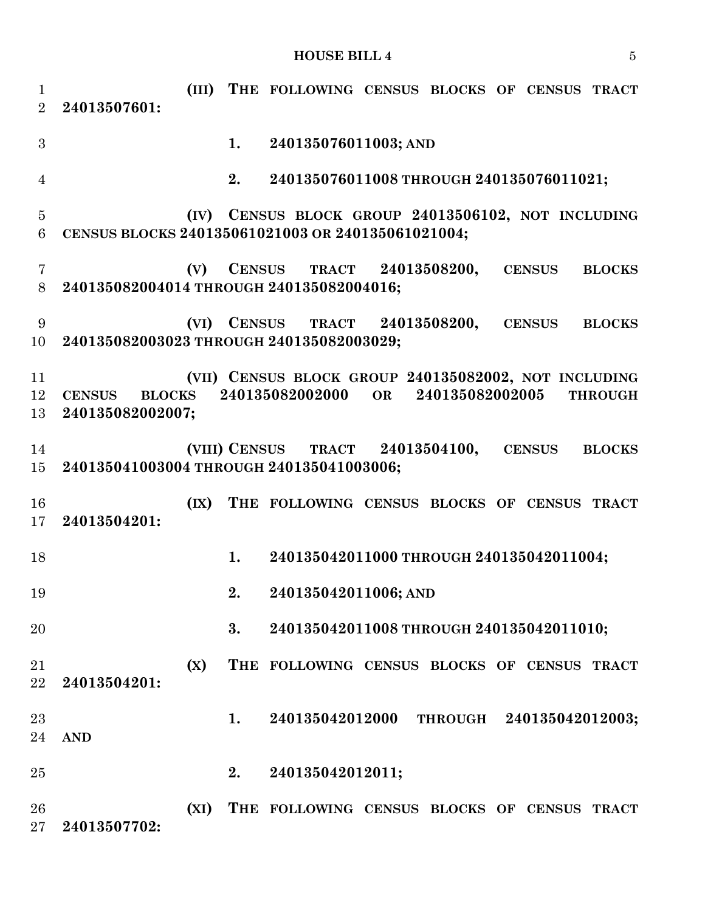**(III) THE FOLLOWING CENSUS BLOCKS OF CENSUS TRACT 24013507601:**

**1. 240135076011003; AND**

**2. 240135076011008 THROUGH 240135076011021;**

**(IV) CENSUS BLOCK GROUP 24013506102, NOT INCLUDING CENSUS BLOCKS 240135061021003 OR 240135061021004;**

**(V) CENSUS TRACT 24013508200, CENSUS BLOCKS 240135082004014 THROUGH 240135082004016;**

**(VI) CENSUS TRACT 24013508200, CENSUS BLOCKS 240135082003023 THROUGH 240135082003029;**

**(VII) CENSUS BLOCK GROUP 240135082002, NOT INCLUDING CENSUS BLOCKS 240135082002000 OR 240135082002005 THROUGH 240135082002007;**

**(VIII) CENSUS TRACT 24013504100, CENSUS BLOCKS 240135041003004 THROUGH 240135041003006;**

**(IX) THE FOLLOWING CENSUS BLOCKS OF CENSUS TRACT 24013504201:**

**1. 240135042011000 THROUGH 240135042011004;**

**2. 240135042011006; AND**

**3. 240135042011008 THROUGH 240135042011010;**

**(X) THE FOLLOWING CENSUS BLOCKS OF CENSUS TRACT 24013504201:**

**1. 240135042012000 THROUGH 240135042012003; AND**

**2. 240135042012011;**

**(XI) THE FOLLOWING CENSUS BLOCKS OF CENSUS TRACT 24013507702:**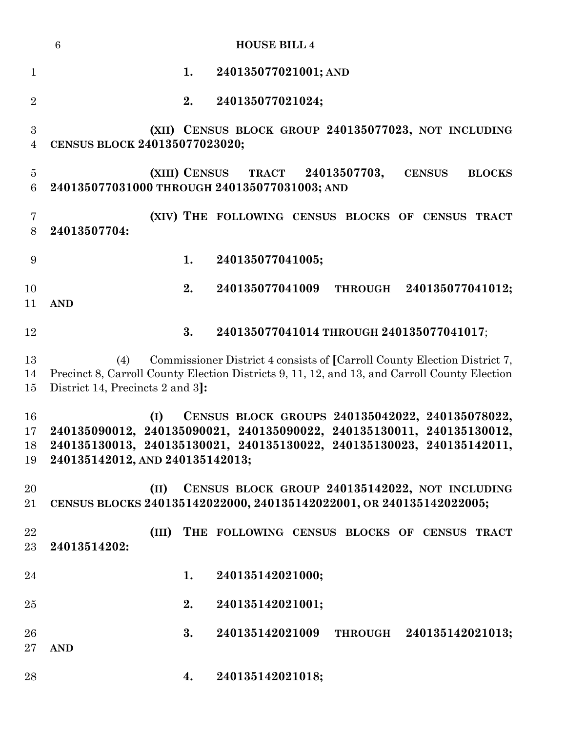1. **240135077021001; AND**

2. **240135077021024;**

**(XII) CENSUS BLOCK GROUP 240135077023, NOT INCLUDING CENSUS BLOCK 240135077023020;**

**(XIII) CENSUS TRACT 24013507703, CENSUS BLOCKS 240135077031000 THROUGH 240135077031003; AND**

**(XIV) THE FOLLOWING CENSUS BLOCKS OF CENSUS TRACT 24013507704:**

1. **240135077041005;**

2. **240135077041009 THROUGH 240135077041012; AND**

3. **240135077041014 THROUGH 240135077041017**;

(4) Commissioner District 4 consists of **[**Carroll County Election District 7, Precinct 8, Carroll County Election Districts 9, 11, 12, and 13, and Carroll County Election District 14, Precincts 2 and 3**]:**

**(I) CENSUS BLOCK GROUPS 240135042022, 240135078022, 240135090012, 240135090021, 240135090022, 240135130011, 240135130012, 240135130013, 240135130021, 240135130022, 240135130023, 240135142011, 240135142012, AND 240135142013;**

**(II) CENSUS BLOCK GROUP 240135142022, NOT INCLUDING CENSUS BLOCKS 240135142022000, 240135142022001, OR 240135142022005;**

**(III) THE FOLLOWING CENSUS BLOCKS OF CENSUS TRACT 24013514202:**

1. **240135142021000;**

2. **240135142021001;**

3. **240135142021009 THROUGH 240135142021013; AND**

4. **240135142021018;**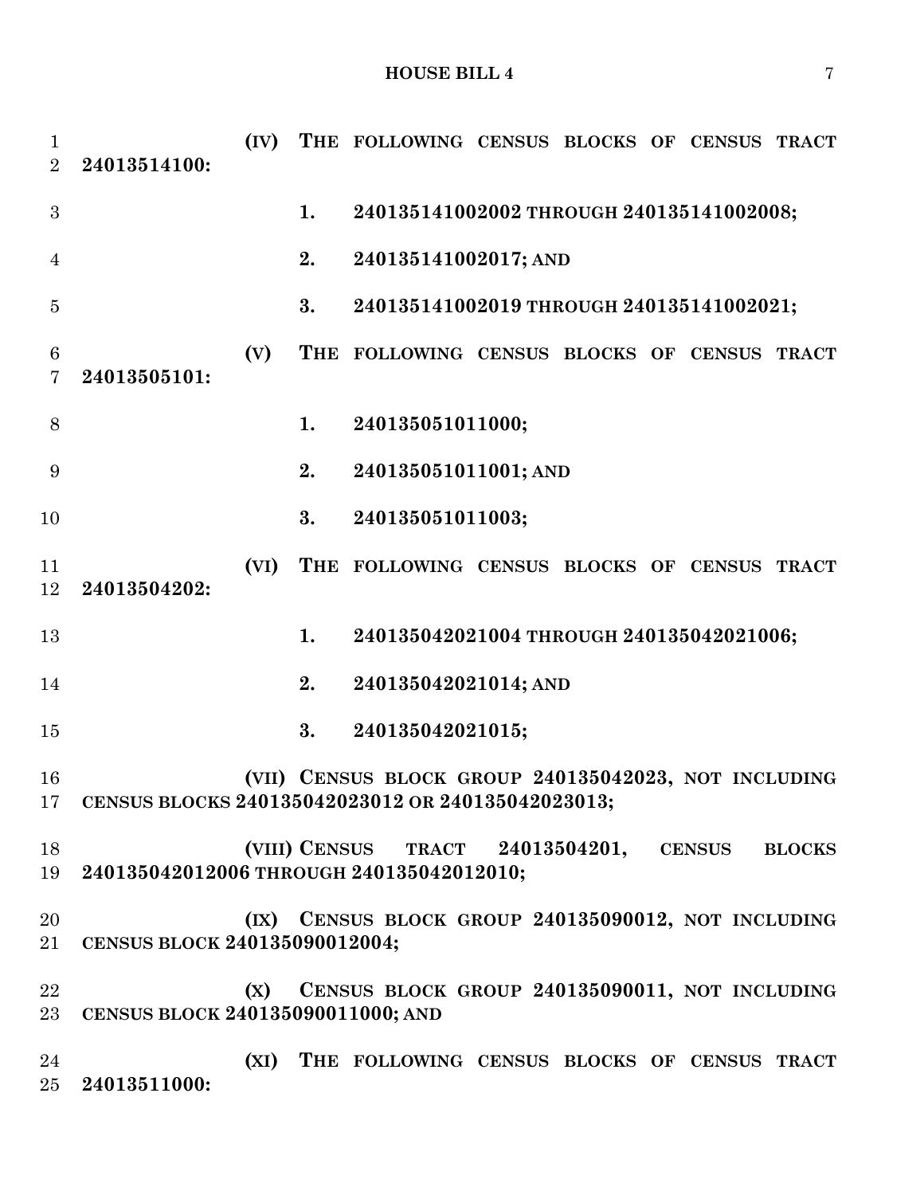(IV) THE FOLLOWING CENSUS BLOCKS OF CENSUS TRACT 24013514100:

1. 240135141002002 THROUGH 240135141002008;

2. 240135141002017; AND

3. 240135141002019 THROUGH 240135141002021;

(V) THE FOLLOWING CENSUS BLOCKS OF CENSUS TRACT 24013505101:

1. 240135051011000;

2. 240135051011001; AND

3. 240135051011003;

(VI) THE FOLLOWING CENSUS BLOCKS OF CENSUS TRACT 24013504202:

1. 240135042021004 THROUGH 240135042021006;

2. 240135042021014; AND

3. 240135042021015;

(VII) CENSUS BLOCK GROUP 240135042023, NOT INCLUDING CENSUS BLOCKS 240135042023012 OR 240135042023013;

(VIII) CENSUS TRACT 24013504201, CENSUS BLOCKS 240135042012006 THROUGH 240135042012010;

(IX) CENSUS BLOCK GROUP 240135090012, NOT INCLUDING CENSUS BLOCK 240135090012004;

(X) CENSUS BLOCK GROUP 240135090011, NOT INCLUDING CENSUS BLOCK 240135090011000; AND

(XI) THE FOLLOWING CENSUS BLOCKS OF CENSUS TRACT 24013511000: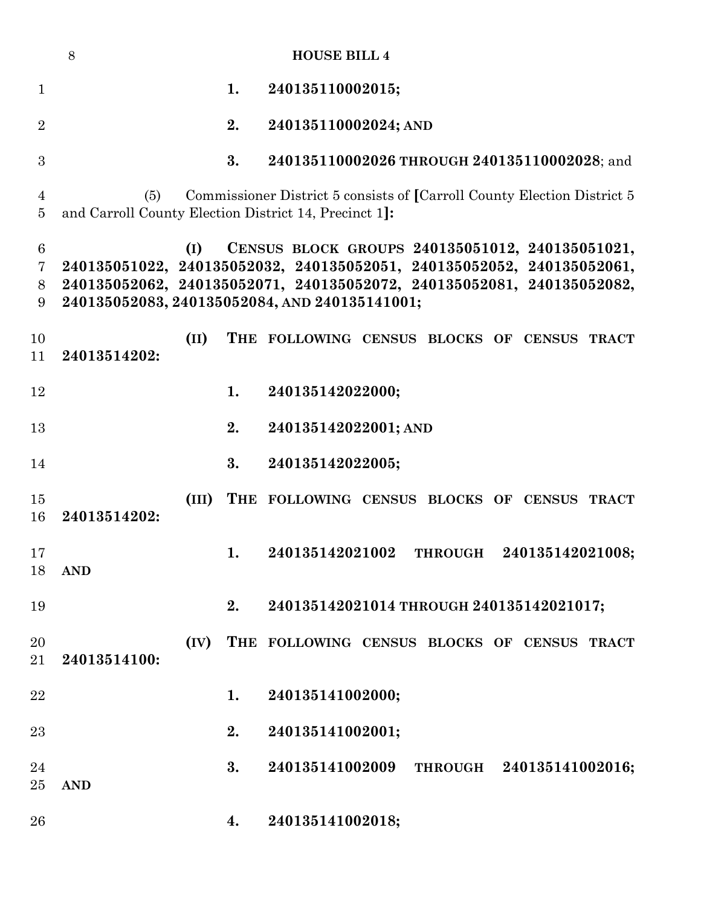**1. 240135110002015;**

**2. 240135110002024; AND**

**3. 240135110002026 THROUGH 240135110002028**; and

(5) Commissioner District 5 consists of **[**Carroll County Election District 5 and Carroll County Election District 14, Precinct 1**]:**

**(I) CENSUS BLOCK GROUPS 240135051012, 240135051021, 240135051022, 240135052032, 240135052051, 240135052052, 240135052061, 240135052062, 240135052071, 240135052072, 240135052081, 240135052082, 240135052083, 240135052084, AND 240135141001;**

**(II) THE FOLLOWING CENSUS BLOCKS OF CENSUS TRACT 24013514202:**

**1. 240135142022000;**

**2. 240135142022001; AND**

**3. 240135142022005;**

**(III) THE FOLLOWING CENSUS BLOCKS OF CENSUS TRACT 24013514202:**

**1. 240135142021002 THROUGH 240135142021008; AND**

**2. 240135142021014 THROUGH 240135142021017;**

**(IV) THE FOLLOWING CENSUS BLOCKS OF CENSUS TRACT 24013514100:**

**1. 240135141002000;**

**2. 240135141002001;**

**3. 240135141002009 THROUGH 240135141002016; AND**

**4. 240135141002018;**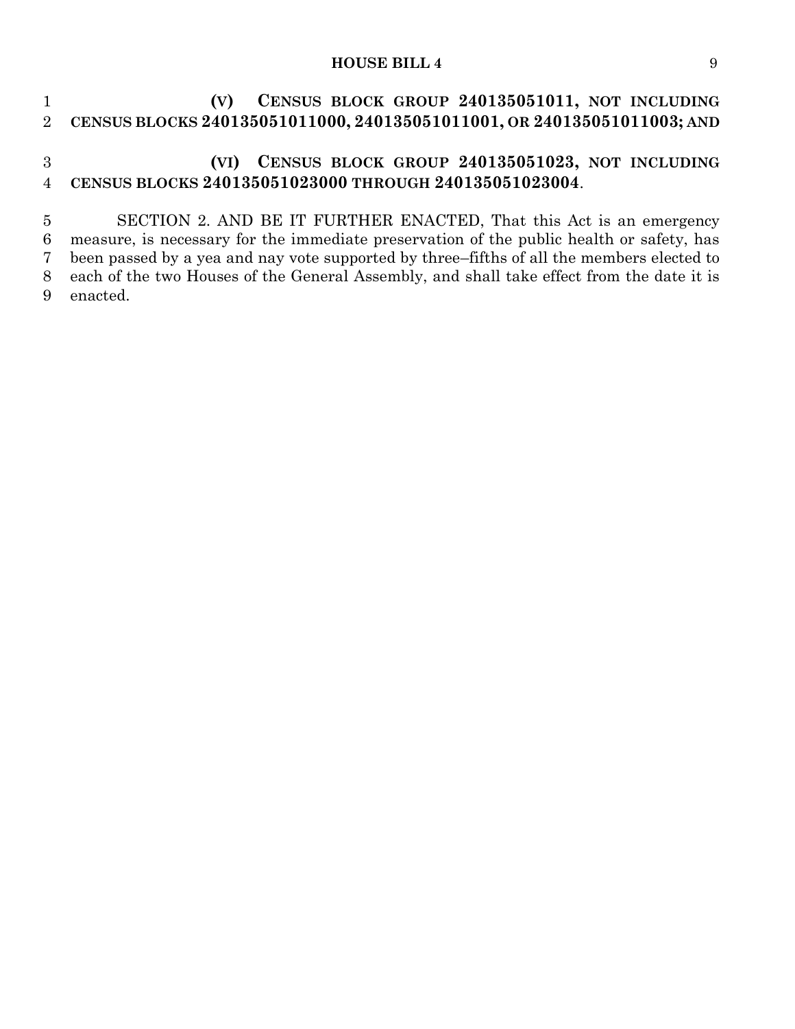**(V) CENSUS BLOCK GROUP 240135051011, NOT INCLUDING CENSUS BLOCKS 240135051011000, 240135051011001, OR 240135051011003; AND**

**(VI) CENSUS BLOCK GROUP 240135051023, NOT INCLUDING CENSUS BLOCKS 240135051023000 THROUGH 240135051023004**.

SECTION 2. AND BE IT FURTHER ENACTED, That this Act is an emergency measure, is necessary for the immediate preservation of the public health or safety, has been passed by a yea and nay vote supported by three–fifths of all the members elected to each of the two Houses of the General Assembly, and shall take effect from the date it is enacted.